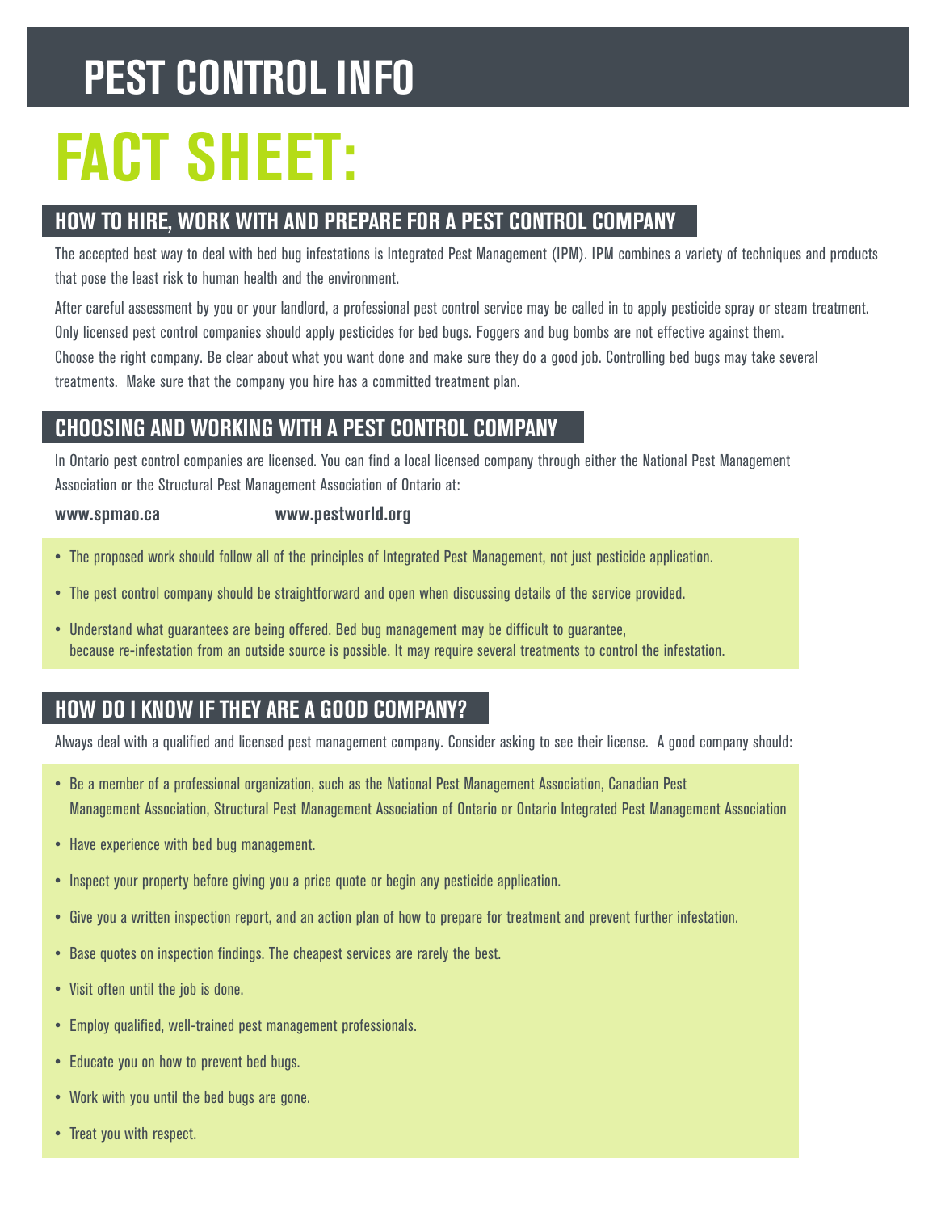# PEST CONTROL INFO

# FACT SHEET:

## HOW TO HIRE, WORK WITH AND PREPARE FOR A PEST CONTROL COMPANY

The accepted best way to deal with bed bug infestations is Integrated Pest Management (IPM). IPM combines a variety of techniques and products that pose the least risk to human health and the environment.

After careful assessment by you or your landlord, a professional pest control service may be called in to apply pesticide spray or steam treatment. Only licensed pest control companies should apply pesticides for bed bugs. Foggers and bug bombs are not effective against them.
Choose the right company. Be clear about what you want done and make sure they do a good job. Controlling bed bugs may take several treatments. Make sure that the company you hire has a committed treatment plan.

## CHOOSING AND WORKING WITH A PEST CONTROL COMPANY

In Ontario pest control companies are licensed. You can find a local licensed company through either the National Pest Management Association or the Structural Pest Management Association of Ontario at:

**www.spmao.ca** **www.pestworld.org**

- The proposed work should follow all of the principles of Integrated Pest Management, not just pesticide application.
- The pest control company should be straightforward and open when discussing details of the service provided.
- Understand what guarantees are being offered. Bed bug management may be difficult to guarantee, because re-infestation from an outside source is possible. It may require several treatments to control the infestation.

## HOW DO I KNOW IF THEY ARE A GOOD COMPANY?

Always deal with a qualified and licensed pest management company. Consider asking to see their license. A good company should:

- Be a member of a professional organization, such as the National Pest Management Association, Canadian Pest Management Association, Structural Pest Management Association of Ontario or Ontario Integrated Pest Management Association
- Have experience with bed bug management.
- Inspect your property before giving you a price quote or begin any pesticide application.
- Give you a written inspection report, and an action plan of how to prepare for treatment and prevent further infestation.
- Base quotes on inspection findings. The cheapest services are rarely the best.
- Visit often until the job is done.
- Employ qualified, well-trained pest management professionals.
- Educate you on how to prevent bed bugs.
- Work with you until the bed bugs are gone.
- Treat you with respect.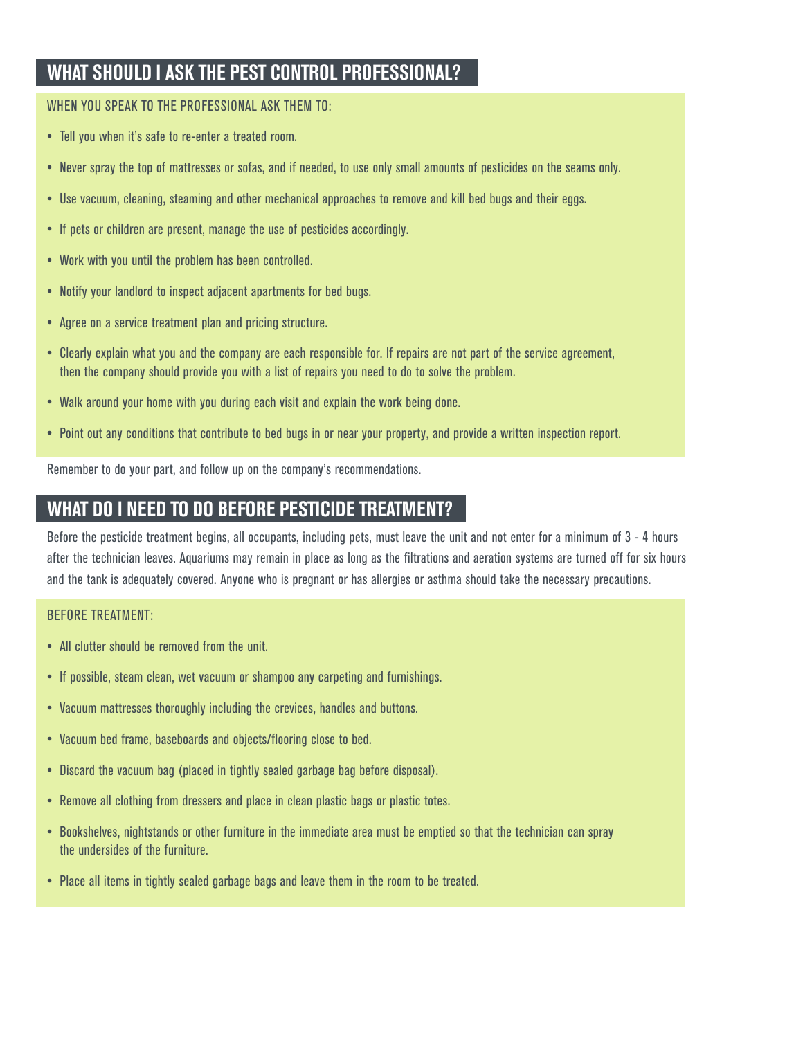## WHAT SHOULD I ASK THE PEST CONTROL PROFESSIONAL?

WHEN YOU SPEAK TO THE PROFESSIONAL ASK THEM TO:

- Tell you when it's safe to re-enter a treated room.
- Never spray the top of mattresses or sofas, and if needed, to use only small amounts of pesticides on the seams only.
- Use vacuum, cleaning, steaming and other mechanical approaches to remove and kill bed bugs and their eggs.
- If pets or children are present, manage the use of pesticides accordingly.
- Work with you until the problem has been controlled.
- Notify your landlord to inspect adjacent apartments for bed bugs.
- Agree on a service treatment plan and pricing structure.
- Clearly explain what you and the company are each responsible for. If repairs are not part of the service agreement, then the company should provide you with a list of repairs you need to do to solve the problem.
- Walk around your home with you during each visit and explain the work being done.
- Point out any conditions that contribute to bed bugs in or near your property, and provide a written inspection report.

Remember to do your part, and follow up on the company's recommendations.

## WHAT DO I NEED TO DO BEFORE PESTICIDE TREATMENT?

Before the pesticide treatment begins, all occupants, including pets, must leave the unit and not enter for a minimum of 3 - 4 hours after the technician leaves. Aquariums may remain in place as long as the filtrations and aeration systems are turned off for six hours and the tank is adequately covered. Anyone who is pregnant or has allergies or asthma should take the necessary precautions.

BEFORE TREATMENT:

- All clutter should be removed from the unit.
- If possible, steam clean, wet vacuum or shampoo any carpeting and furnishings.
- Vacuum mattresses thoroughly including the crevices, handles and buttons.
- Vacuum bed frame, baseboards and objects/flooring close to bed.
- Discard the vacuum bag (placed in tightly sealed garbage bag before disposal).
- Remove all clothing from dressers and place in clean plastic bags or plastic totes.
- Bookshelves, nightstands or other furniture in the immediate area must be emptied so that the technician can spray the undersides of the furniture.
- Place all items in tightly sealed garbage bags and leave them in the room to be treated.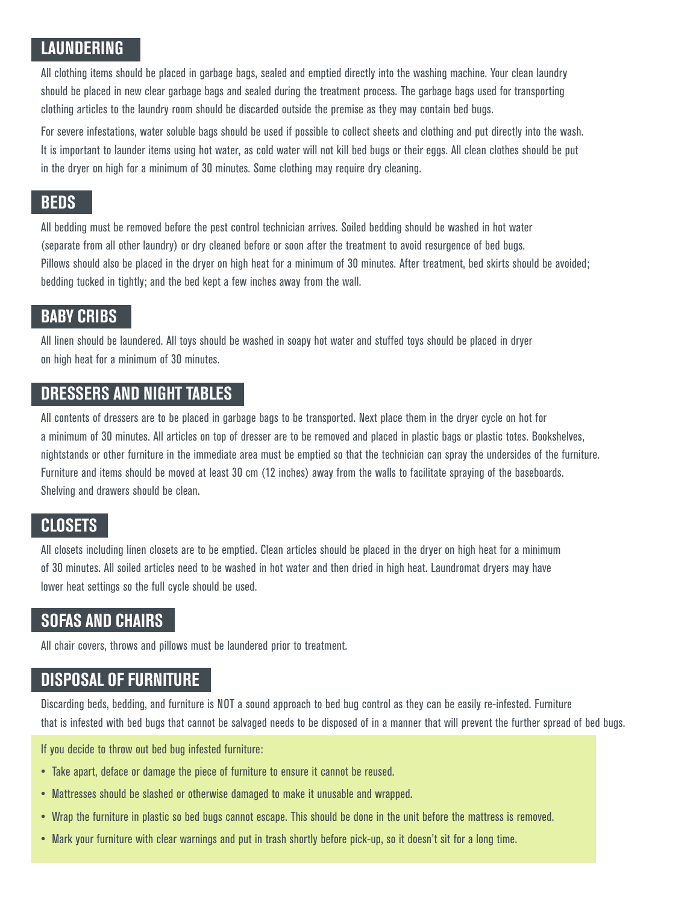## LAUNDERING

All clothing items should be placed in garbage bags, sealed and emptied directly into the washing machine. Your clean laundry should be placed in new clear garbage bags and sealed during the treatment process. The garbage bags used for transporting clothing articles to the laundry room should be discarded outside the premise as they may contain bed bugs.

For severe infestations, water soluble bags should be used if possible to collect sheets and clothing and put directly into the wash. It is important to launder items using hot water, as cold water will not kill bed bugs or their eggs. All clean clothes should be put in the dryer on high for a minimum of 30 minutes. Some clothing may require dry cleaning.

## BEDS

All bedding must be removed before the pest control technician arrives. Soiled bedding should be washed in hot water (separate from all other laundry) or dry cleaned before or soon after the treatment to avoid resurgence of bed bugs. Pillows should also be placed in the dryer on high heat for a minimum of 30 minutes. After treatment, bed skirts should be avoided; bedding tucked in tightly; and the bed kept a few inches away from the wall.

## BABY CRIBS

All linen should be laundered. All toys should be washed in soapy hot water and stuffed toys should be placed in dryer on high heat for a minimum of 30 minutes.

## DRESSERS AND NIGHT TABLES

All contents of dressers are to be placed in garbage bags to be transported. Next place them in the dryer cycle on hot for a minimum of 30 minutes. All articles on top of dresser are to be removed and placed in plastic bags or plastic totes. Bookshelves, nightstands or other furniture in the immediate area must be emptied so that the technician can spray the undersides of the furniture. Furniture and items should be moved at least 30 cm (12 inches) away from the walls to facilitate spraying of the baseboards. Shelving and drawers should be clean.

## CLOSETS

All closets including linen closets are to be emptied. Clean articles should be placed in the dryer on high heat for a minimum of 30 minutes. All soiled articles need to be washed in hot water and then dried in high heat. Laundromat dryers may have lower heat settings so the full cycle should be used.

## SOFAS AND CHAIRS

All chair covers, throws and pillows must be laundered prior to treatment.

## DISPOSAL OF FURNITURE

Discarding beds, bedding, and furniture is NOT a sound approach to bed bug control as they can be easily re-infested. Furniture that is infested with bed bugs that cannot be salvaged needs to be disposed of in a manner that will prevent the further spread of bed bugs.

If you decide to throw out bed bug infested furniture:

- Take apart, deface or damage the piece of furniture to ensure it cannot be reused.
- Mattresses should be slashed or otherwise damaged to make it unusable and wrapped.
- Wrap the furniture in plastic so bed bugs cannot escape. This should be done in the unit before the mattress is removed.
- Mark your furniture with clear warnings and put in trash shortly before pick-up, so it doesn't sit for a long time.